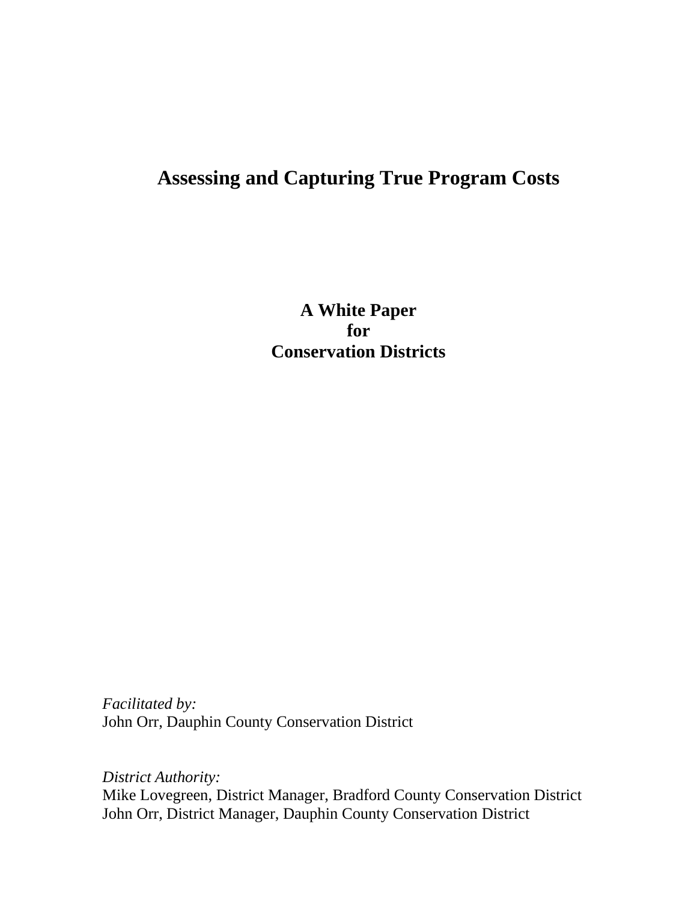# Assessing and Capturing True Program Costs

**A White Paper**
**for**
**Conservation Districts**

*Facilitated by:*
John Orr, Dauphin County Conservation District

*District Authority:*
Mike Lovegreen, District Manager, Bradford County Conservation District
John Orr, District Manager, Dauphin County Conservation District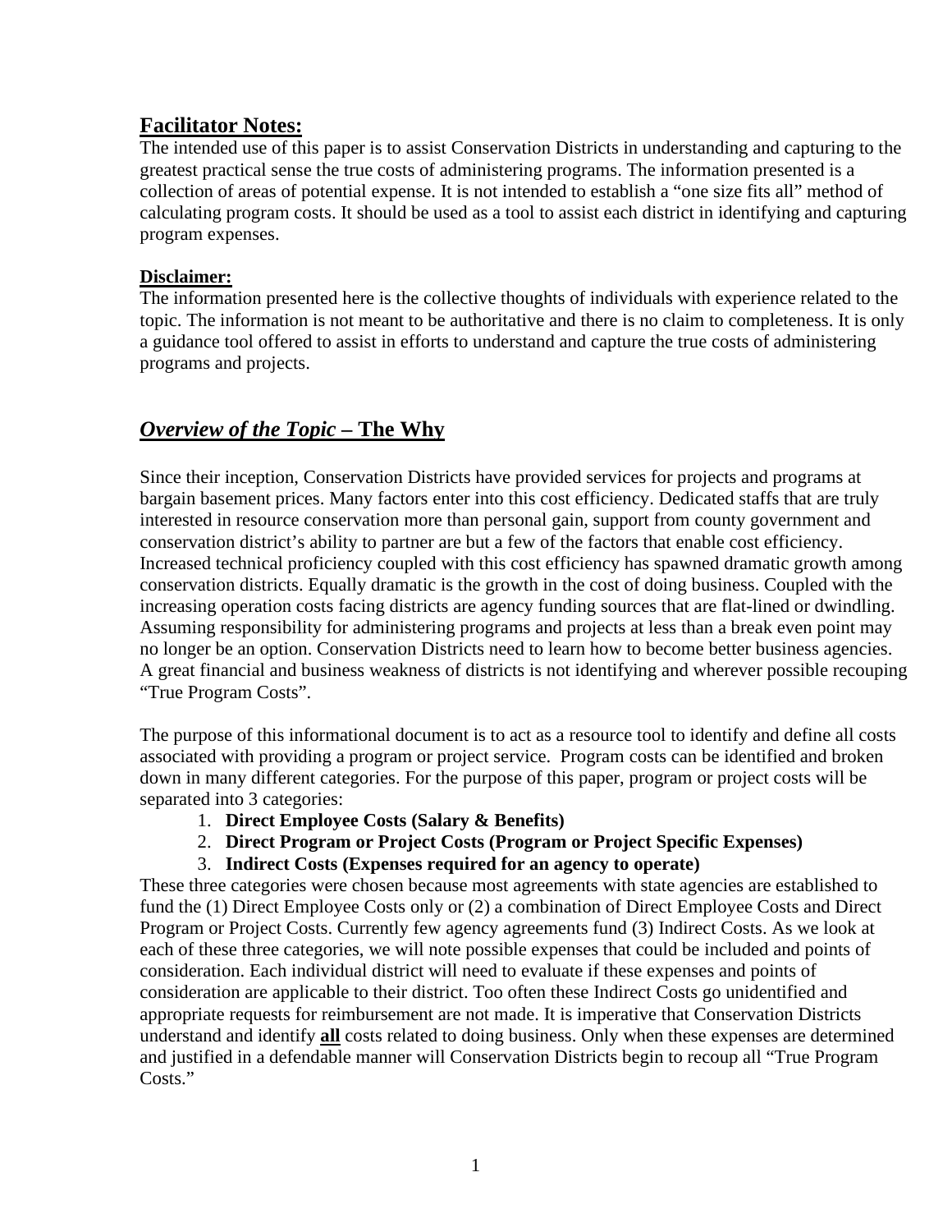## Facilitator Notes:

The intended use of this paper is to assist Conservation Districts in understanding and capturing to the greatest practical sense the true costs of administering programs. The information presented is a collection of areas of potential expense. It is not intended to establish a "one size fits all" method of calculating program costs. It should be used as a tool to assist each district in identifying and capturing program expenses.

**Disclaimer:**

The information presented here is the collective thoughts of individuals with experience related to the topic. The information is not meant to be authoritative and there is no claim to completeness. It is only a guidance tool offered to assist in efforts to understand and capture the true costs of administering programs and projects.

## *Overview of the Topic* – The Why

Since their inception, Conservation Districts have provided services for projects and programs at bargain basement prices. Many factors enter into this cost efficiency. Dedicated staffs that are truly interested in resource conservation more than personal gain, support from county government and conservation district's ability to partner are but a few of the factors that enable cost efficiency. Increased technical proficiency coupled with this cost efficiency has spawned dramatic growth among conservation districts. Equally dramatic is the growth in the cost of doing business. Coupled with the increasing operation costs facing districts are agency funding sources that are flat-lined or dwindling. Assuming responsibility for administering programs and projects at less than a break even point may no longer be an option. Conservation Districts need to learn how to become better business agencies. A great financial and business weakness of districts is not identifying and wherever possible recouping "True Program Costs".

The purpose of this informational document is to act as a resource tool to identify and define all costs associated with providing a program or project service. Program costs can be identified and broken down in many different categories. For the purpose of this paper, program or project costs will be separated into 3 categories:

1. **Direct Employee Costs (Salary & Benefits)**
2. **Direct Program or Project Costs (Program or Project Specific Expenses)**
3. **Indirect Costs (Expenses required for an agency to operate)**

These three categories were chosen because most agreements with state agencies are established to fund the (1) Direct Employee Costs only or (2) a combination of Direct Employee Costs and Direct Program or Project Costs. Currently few agency agreements fund (3) Indirect Costs. As we look at each of these three categories, we will note possible expenses that could be included and points of consideration. Each individual district will need to evaluate if these expenses and points of consideration are applicable to their district. Too often these Indirect Costs go unidentified and appropriate requests for reimbursement are not made. It is imperative that Conservation Districts understand and identify **all** costs related to doing business. Only when these expenses are determined and justified in a defendable manner will Conservation Districts begin to recoup all "True Program Costs."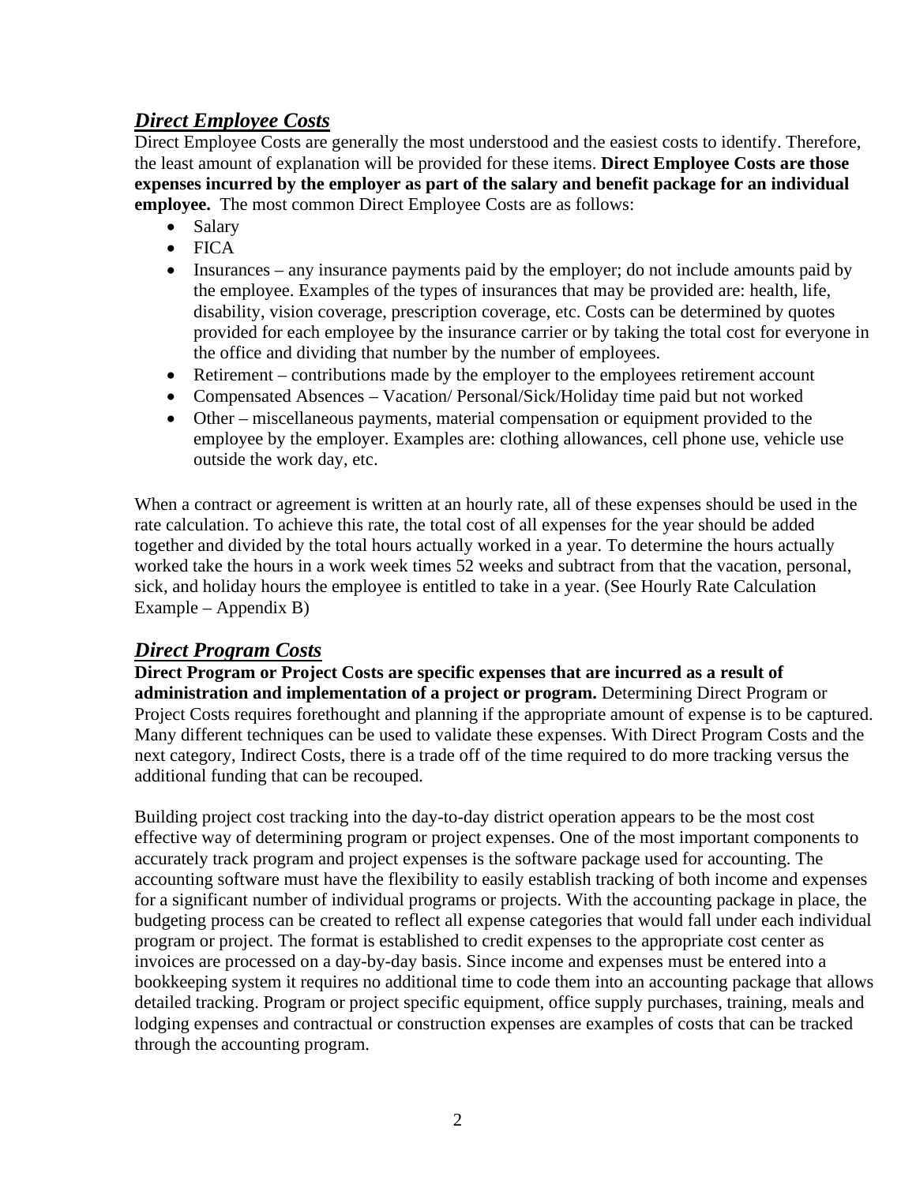## ***Direct Employee Costs***

Direct Employee Costs are generally the most understood and the easiest costs to identify. Therefore, the least amount of explanation will be provided for these items. **Direct Employee Costs are those expenses incurred by the employer as part of the salary and benefit package for an individual employee.** The most common Direct Employee Costs are as follows:

- Salary
- FICA
- Insurances – any insurance payments paid by the employer; do not include amounts paid by the employee. Examples of the types of insurances that may be provided are: health, life, disability, vision coverage, prescription coverage, etc. Costs can be determined by quotes provided for each employee by the insurance carrier or by taking the total cost for everyone in the office and dividing that number by the number of employees.
- Retirement – contributions made by the employer to the employees retirement account
- Compensated Absences – Vacation/ Personal/Sick/Holiday time paid but not worked
- Other – miscellaneous payments, material compensation or equipment provided to the employee by the employer. Examples are: clothing allowances, cell phone use, vehicle use outside the work day, etc.

When a contract or agreement is written at an hourly rate, all of these expenses should be used in the rate calculation. To achieve this rate, the total cost of all expenses for the year should be added together and divided by the total hours actually worked in a year. To determine the hours actually worked take the hours in a work week times 52 weeks and subtract from that the vacation, personal, sick, and holiday hours the employee is entitled to take in a year. (See Hourly Rate Calculation Example – Appendix B)

## ***Direct Program Costs***

**Direct Program or Project Costs are specific expenses that are incurred as a result of administration and implementation of a project or program.** Determining Direct Program or Project Costs requires forethought and planning if the appropriate amount of expense is to be captured. Many different techniques can be used to validate these expenses. With Direct Program Costs and the next category, Indirect Costs, there is a trade off of the time required to do more tracking versus the additional funding that can be recouped.

Building project cost tracking into the day-to-day district operation appears to be the most cost effective way of determining program or project expenses. One of the most important components to accurately track program and project expenses is the software package used for accounting. The accounting software must have the flexibility to easily establish tracking of both income and expenses for a significant number of individual programs or projects. With the accounting package in place, the budgeting process can be created to reflect all expense categories that would fall under each individual program or project. The format is established to credit expenses to the appropriate cost center as invoices are processed on a day-by-day basis. Since income and expenses must be entered into a bookkeeping system it requires no additional time to code them into an accounting package that allows detailed tracking. Program or project specific equipment, office supply purchases, training, meals and lodging expenses and contractual or construction expenses are examples of costs that can be tracked through the accounting program.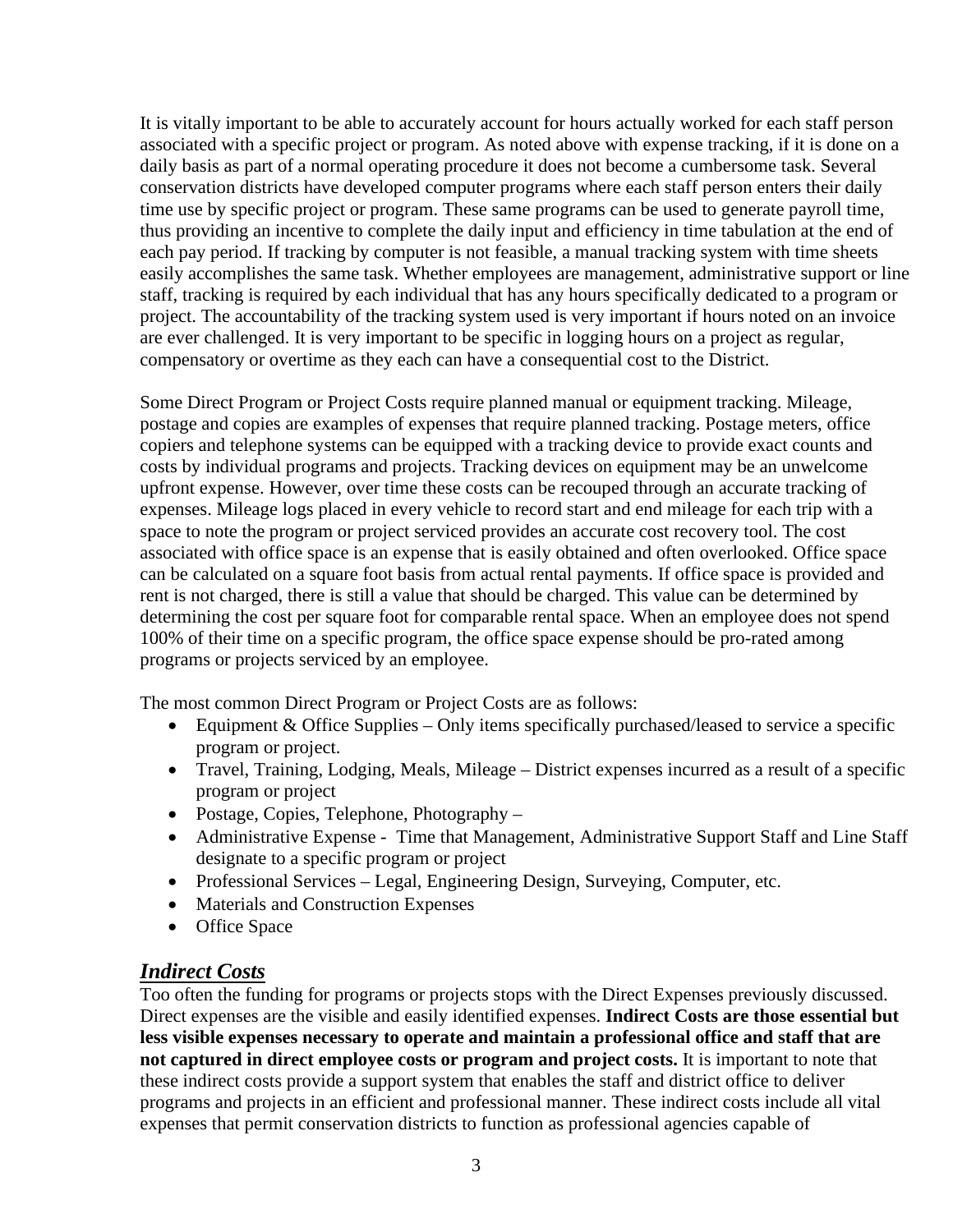It is vitally important to be able to accurately account for hours actually worked for each staff person associated with a specific project or program. As noted above with expense tracking, if it is done on a daily basis as part of a normal operating procedure it does not become a cumbersome task. Several conservation districts have developed computer programs where each staff person enters their daily time use by specific project or program. These same programs can be used to generate payroll time, thus providing an incentive to complete the daily input and efficiency in time tabulation at the end of each pay period. If tracking by computer is not feasible, a manual tracking system with time sheets easily accomplishes the same task. Whether employees are management, administrative support or line staff, tracking is required by each individual that has any hours specifically dedicated to a program or project. The accountability of the tracking system used is very important if hours noted on an invoice are ever challenged. It is very important to be specific in logging hours on a project as regular, compensatory or overtime as they each can have a consequential cost to the District.

Some Direct Program or Project Costs require planned manual or equipment tracking. Mileage, postage and copies are examples of expenses that require planned tracking. Postage meters, office copiers and telephone systems can be equipped with a tracking device to provide exact counts and costs by individual programs and projects. Tracking devices on equipment may be an unwelcome upfront expense. However, over time these costs can be recouped through an accurate tracking of expenses. Mileage logs placed in every vehicle to record start and end mileage for each trip with a space to note the program or project serviced provides an accurate cost recovery tool. The cost associated with office space is an expense that is easily obtained and often overlooked. Office space can be calculated on a square foot basis from actual rental payments. If office space is provided and rent is not charged, there is still a value that should be charged. This value can be determined by determining the cost per square foot for comparable rental space. When an employee does not spend 100% of their time on a specific program, the office space expense should be pro-rated among programs or projects serviced by an employee.

The most common Direct Program or Project Costs are as follows:

- Equipment & Office Supplies – Only items specifically purchased/leased to service a specific program or project.
- Travel, Training, Lodging, Meals, Mileage – District expenses incurred as a result of a specific program or project
- Postage, Copies, Telephone, Photography –
- Administrative Expense - Time that Management, Administrative Support Staff and Line Staff designate to a specific program or project
- Professional Services – Legal, Engineering Design, Surveying, Computer, etc.
- Materials and Construction Expenses
- Office Space

## ***Indirect Costs***

Too often the funding for programs or projects stops with the Direct Expenses previously discussed. Direct expenses are the visible and easily identified expenses. **Indirect Costs are those essential but less visible expenses necessary to operate and maintain a professional office and staff that are not captured in direct employee costs or program and project costs.** It is important to note that these indirect costs provide a support system that enables the staff and district office to deliver programs and projects in an efficient and professional manner. These indirect costs include all vital expenses that permit conservation districts to function as professional agencies capable of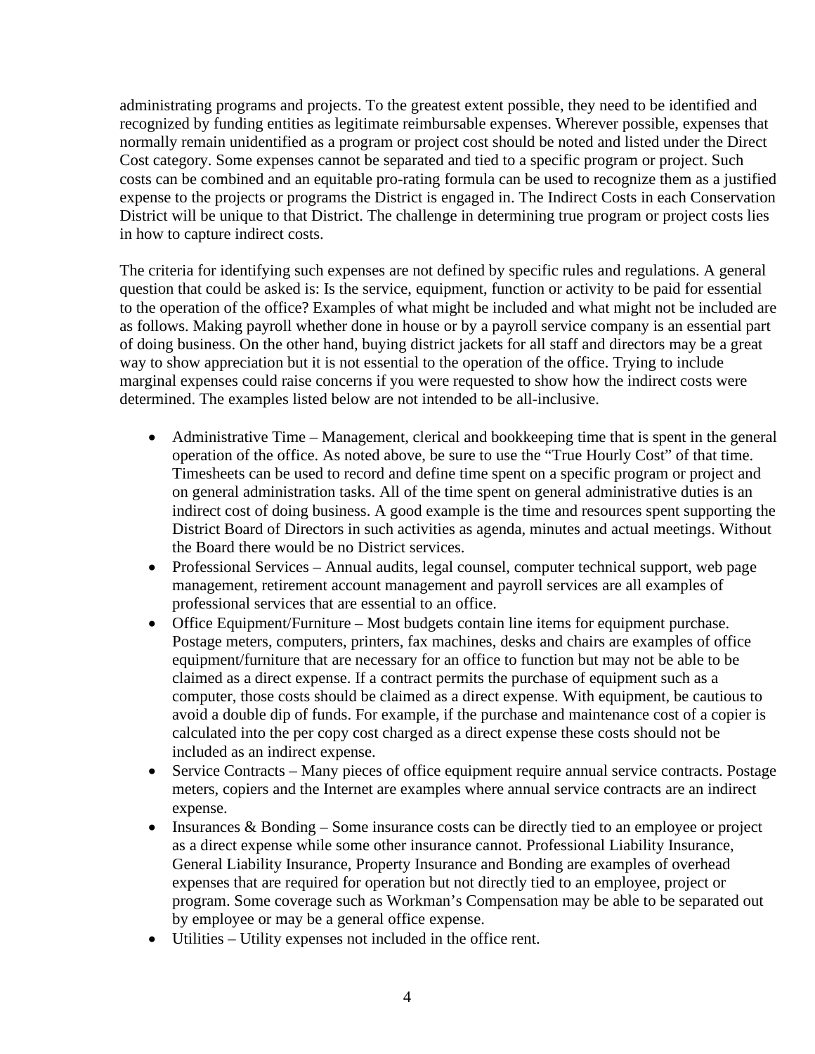administrating programs and projects. To the greatest extent possible, they need to be identified and recognized by funding entities as legitimate reimbursable expenses. Wherever possible, expenses that normally remain unidentified as a program or project cost should be noted and listed under the Direct Cost category. Some expenses cannot be separated and tied to a specific program or project. Such costs can be combined and an equitable pro-rating formula can be used to recognize them as a justified expense to the projects or programs the District is engaged in. The Indirect Costs in each Conservation District will be unique to that District. The challenge in determining true program or project costs lies in how to capture indirect costs.

The criteria for identifying such expenses are not defined by specific rules and regulations. A general question that could be asked is: Is the service, equipment, function or activity to be paid for essential to the operation of the office? Examples of what might be included and what might not be included are as follows. Making payroll whether done in house or by a payroll service company is an essential part of doing business. On the other hand, buying district jackets for all staff and directors may be a great way to show appreciation but it is not essential to the operation of the office. Trying to include marginal expenses could raise concerns if you were requested to show how the indirect costs were determined. The examples listed below are not intended to be all-inclusive.

- Administrative Time – Management, clerical and bookkeeping time that is spent in the general operation of the office. As noted above, be sure to use the "True Hourly Cost" of that time. Timesheets can be used to record and define time spent on a specific program or project and on general administration tasks. All of the time spent on general administrative duties is an indirect cost of doing business. A good example is the time and resources spent supporting the District Board of Directors in such activities as agenda, minutes and actual meetings. Without the Board there would be no District services.
- Professional Services – Annual audits, legal counsel, computer technical support, web page management, retirement account management and payroll services are all examples of professional services that are essential to an office.
- Office Equipment/Furniture – Most budgets contain line items for equipment purchase. Postage meters, computers, printers, fax machines, desks and chairs are examples of office equipment/furniture that are necessary for an office to function but may not be able to be claimed as a direct expense. If a contract permits the purchase of equipment such as a computer, those costs should be claimed as a direct expense. With equipment, be cautious to avoid a double dip of funds. For example, if the purchase and maintenance cost of a copier is calculated into the per copy cost charged as a direct expense these costs should not be included as an indirect expense.
- Service Contracts – Many pieces of office equipment require annual service contracts. Postage meters, copiers and the Internet are examples where annual service contracts are an indirect expense.
- Insurances & Bonding – Some insurance costs can be directly tied to an employee or project as a direct expense while some other insurance cannot. Professional Liability Insurance, General Liability Insurance, Property Insurance and Bonding are examples of overhead expenses that are required for operation but not directly tied to an employee, project or program. Some coverage such as Workman's Compensation may be able to be separated out by employee or may be a general office expense.
- Utilities – Utility expenses not included in the office rent.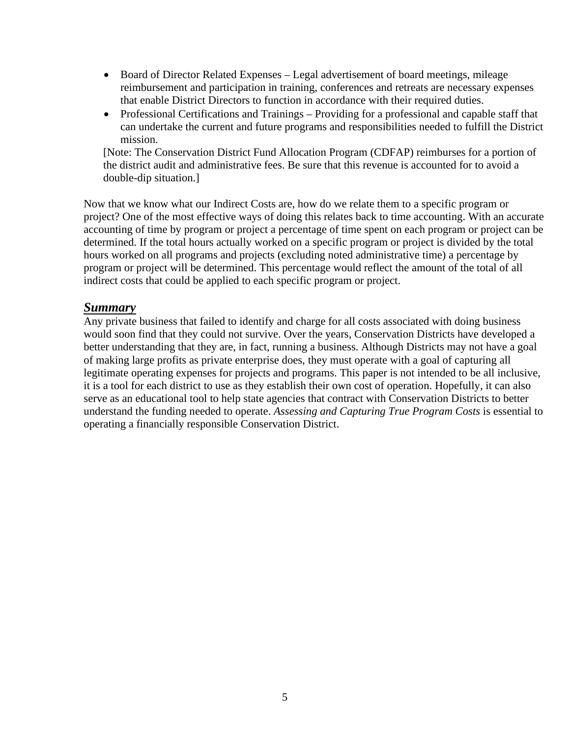- Board of Director Related Expenses – Legal advertisement of board meetings, mileage reimbursement and participation in training, conferences and retreats are necessary expenses that enable District Directors to function in accordance with their required duties.
- Professional Certifications and Trainings – Providing for a professional and capable staff that can undertake the current and future programs and responsibilities needed to fulfill the District mission.

[Note: The Conservation District Fund Allocation Program (CDFAP) reimburses for a portion of the district audit and administrative fees. Be sure that this revenue is accounted for to avoid a double-dip situation.]

Now that we know what our Indirect Costs are, how do we relate them to a specific program or project? One of the most effective ways of doing this relates back to time accounting. With an accurate accounting of time by program or project a percentage of time spent on each program or project can be determined. If the total hours actually worked on a specific program or project is divided by the total hours worked on all programs and projects (excluding noted administrative time) a percentage by program or project will be determined. This percentage would reflect the amount of the total of all indirect costs that could be applied to each specific program or project.

## ***Summary***

Any private business that failed to identify and charge for all costs associated with doing business would soon find that they could not survive. Over the years, Conservation Districts have developed a better understanding that they are, in fact, running a business. Although Districts may not have a goal of making large profits as private enterprise does, they must operate with a goal of capturing all legitimate operating expenses for projects and programs. This paper is not intended to be all inclusive, it is a tool for each district to use as they establish their own cost of operation. Hopefully, it can also serve as an educational tool to help state agencies that contract with Conservation Districts to better understand the funding needed to operate. *Assessing and Capturing True Program Costs* is essential to operating a financially responsible Conservation District.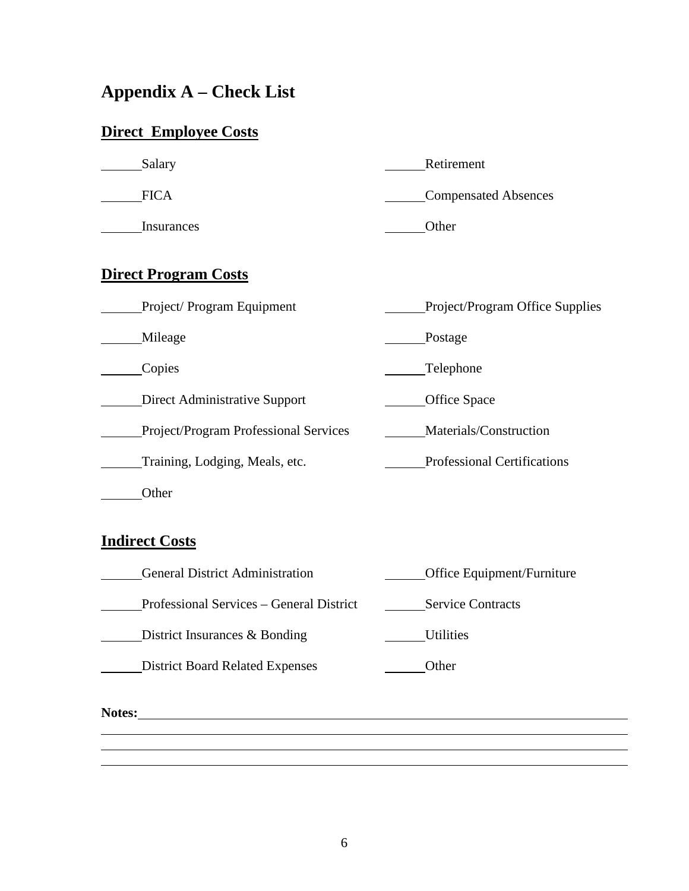# Appendix A – Check List

## Direct Employee Costs

______Salary

______Retirement

______FICA

______Compensated Absences

______Insurances

______Other

## Direct Program Costs

______Project/ Program Equipment

______Project/Program Office Supplies

______Mileage

______Postage

______Copies

______Telephone

______Direct Administrative Support

______Office Space

______Project/Program Professional Services

______Materials/Construction

______Training, Lodging, Meals, etc.

______Professional Certifications

______Other

## Indirect Costs

______General District Administration

______Office Equipment/Furniture

______Professional Services – General District

______Service Contracts

______District Insurances & Bonding

______Utilities

______District Board Related Expenses

______Other

**Notes:**______________________________________________________________________________

________________________________________________________________________________________

________________________________________________________________________________________

________________________________________________________________________________________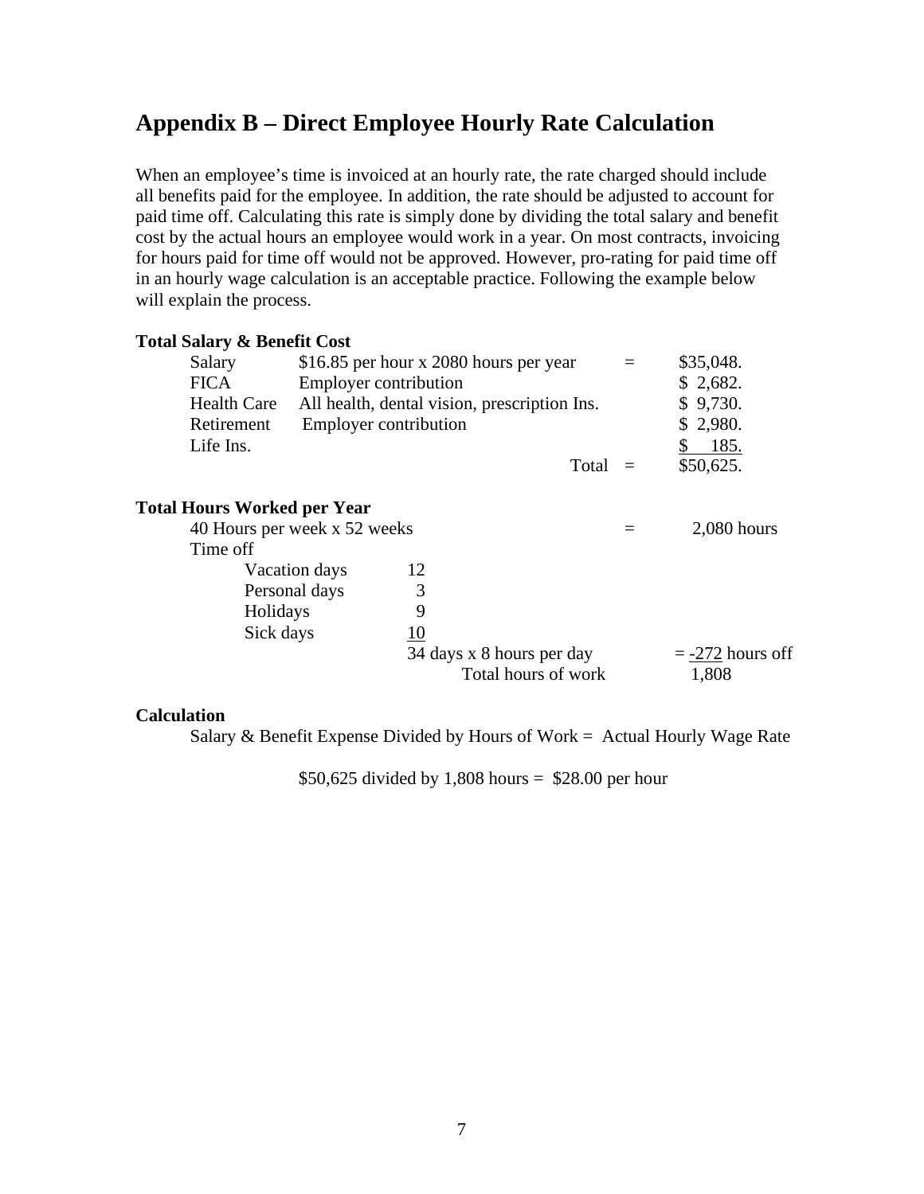## Appendix B – Direct Employee Hourly Rate Calculation

When an employee's time is invoiced at an hourly rate, the rate charged should include all benefits paid for the employee. In addition, the rate should be adjusted to account for paid time off. Calculating this rate is simply done by dividing the total salary and benefit cost by the actual hours an employee would work in a year. On most contracts, invoicing for hours paid for time off would not be approved. However, pro-rating for paid time off in an hourly wage calculation is an acceptable practice. Following the example below will explain the process.

**Total Salary & Benefit Cost**

| | | | |
|---|---|---|---|
| Salary | $16.85 per hour x 2080 hours per year | = | $35,048. |
| FICA | Employer contribution | | $ 2,682. |
| Health Care | All health, dental vision, prescription Ins. | | $ 9,730. |
| Retirement | Employer contribution | | $ 2,980. |
| Life Ins. | | | $ 185. |
| | Total | = | $50,625. |

**Total Hours Worked per Year**

| | | | |
|---|---|---|---|
| 40 Hours per week x 52 weeks | | = | 2,080 hours |
| Time off | | | |
| Vacation days | 12 | | |
| Personal days | 3 | | |
| Holidays | 9 | | |
| Sick days | 10 | | |
| | 34 days x 8 hours per day | | = -272 hours off |
| | Total hours of work | | 1,808 |

**Calculation**

Salary & Benefit Expense Divided by Hours of Work = Actual Hourly Wage Rate

$50,625 divided by 1,808 hours = $28.00 per hour